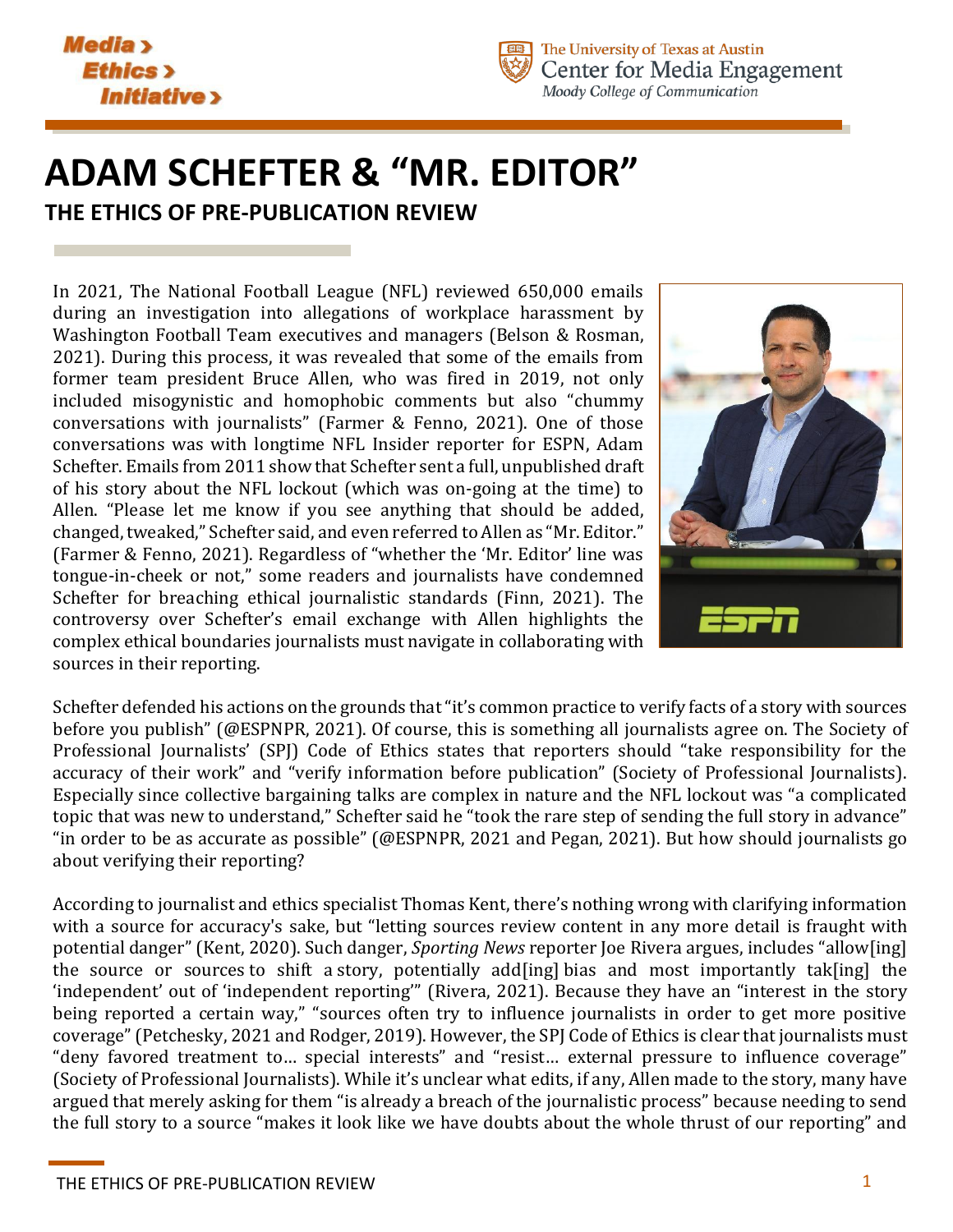# ADAM SCHEFTER & "MR. EDITOR"

## THE ETHICS OF PRE-PUBLICATION REVIEW

In 2021, The National Football League (NFL) reviewed 650,000 emails during an investigation into allegations of workplace harassment by Washington Football Team executives and managers (Belson & Rosman, 2021). During this process, it was revealed that some of the emails from former team president Bruce Allen, who was fired in 2019, not only included misogynistic and homophobic comments but also "chummy conversations with journalists" (Farmer & Fenno, 2021). One of those conversations was with longtime NFL Insider reporter for ESPN, Adam Schefter. Emails from 2011 show that Schefter sent a full, unpublished draft of his story about the NFL lockout (which was on-going at the time) to Allen. "Please let me know if you see anything that should be added, changed, tweaked," Schefter said, and even referred to Allen as "Mr. Editor." (Farmer & Fenno, 2021). Regardless of "whether the 'Mr. Editor' line was tongue-in-cheek or not," some readers and journalists have condemned Schefter for breaching ethical journalistic standards (Finn, 2021). The controversy over Schefter's email exchange with Allen highlights the complex ethical boundaries journalists must navigate in collaborating with sources in their reporting.

Schefter defended his actions on the grounds that "it's common practice to verify facts of a story with sources before you publish" (@ESPNPR, 2021). Of course, this is something all journalists agree on. The Society of Professional Journalists' (SPJ) Code of Ethics states that reporters should "take responsibility for the accuracy of their work" and "verify information before publication" (Society of Professional Journalists). Especially since collective bargaining talks are complex in nature and the NFL lockout was "a complicated topic that was new to understand," Schefter said he "took the rare step of sending the full story in advance" "in order to be as accurate as possible" (@ESPNPR, 2021 and Pegan, 2021). But how should journalists go about verifying their reporting?

According to journalist and ethics specialist Thomas Kent, there's nothing wrong with clarifying information with a source for accuracy's sake, but "letting sources review content in any more detail is fraught with potential danger" (Kent, 2020). Such danger, *Sporting News* reporter Joe Rivera argues, includes "allow[ing] the source or sources to shift a story, potentially add[ing] bias and most importantly tak[ing] the 'independent' out of 'independent reporting'" (Rivera, 2021). Because they have an "interest in the story being reported a certain way," "sources often try to influence journalists in order to get more positive coverage" (Petchesky, 2021 and Rodger, 2019). However, the SPJ Code of Ethics is clear that journalists must "deny favored treatment to… special interests" and "resist… external pressure to influence coverage" (Society of Professional Journalists). While it's unclear what edits, if any, Allen made to the story, many have argued that merely asking for them "is already a breach of the journalistic process" because needing to send the full story to a source "makes it look like we have doubts about the whole thrust of our reporting" and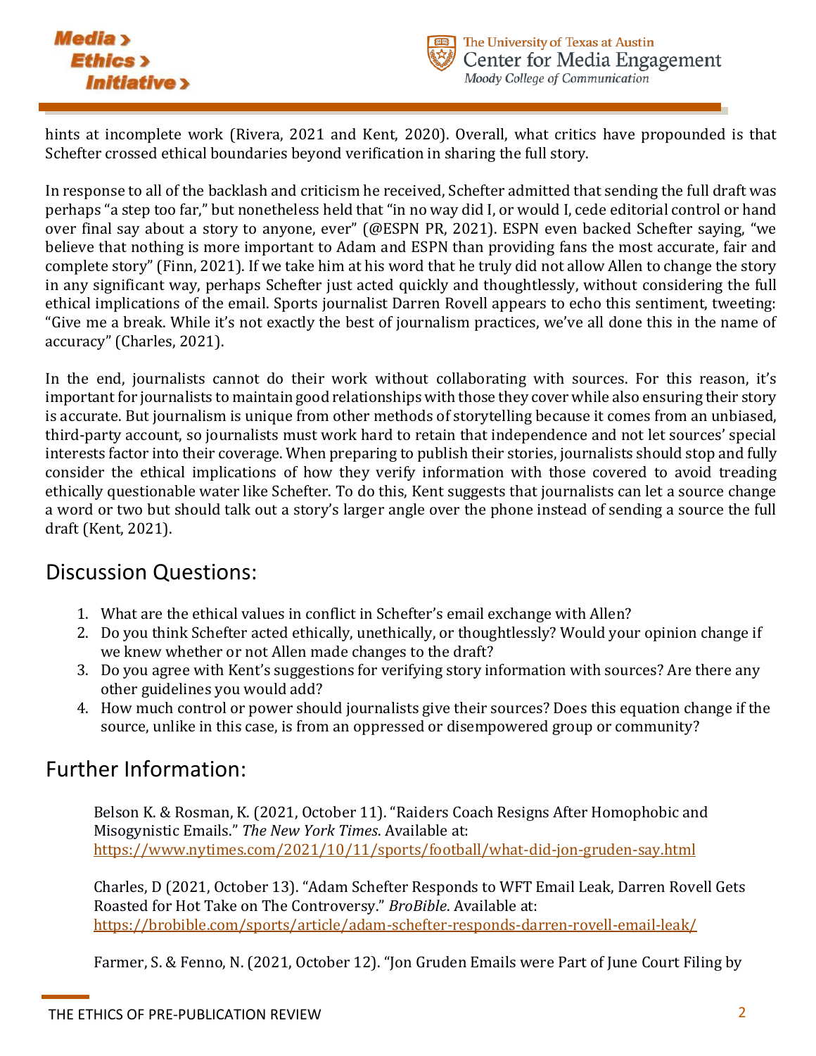hints at incomplete work (Rivera, 2021 and Kent, 2020). Overall, what critics have propounded is that Schefter crossed ethical boundaries beyond verification in sharing the full story.

In response to all of the backlash and criticism he received, Schefter admitted that sending the full draft was perhaps "a step too far," but nonetheless held that "in no way did I, or would I, cede editorial control or hand over final say about a story to anyone, ever" (@ESPN PR, 2021). ESPN even backed Schefter saying, "we believe that nothing is more important to Adam and ESPN than providing fans the most accurate, fair and complete story" (Finn, 2021). If we take him at his word that he truly did not allow Allen to change the story in any significant way, perhaps Schefter just acted quickly and thoughtlessly, without considering the full ethical implications of the email. Sports journalist Darren Rovell appears to echo this sentiment, tweeting: "Give me a break. While it's not exactly the best of journalism practices, we've all done this in the name of accuracy" (Charles, 2021).

In the end, journalists cannot do their work without collaborating with sources. For this reason, it's important for journalists to maintain good relationships with those they cover while also ensuring their story is accurate. But journalism is unique from other methods of storytelling because it comes from an unbiased, third-party account, so journalists must work hard to retain that independence and not let sources' special interests factor into their coverage. When preparing to publish their stories, journalists should stop and fully consider the ethical implications of how they verify information with those covered to avoid treading ethically questionable water like Schefter. To do this, Kent suggests that journalists can let a source change a word or two but should talk out a story's larger angle over the phone instead of sending a source the full draft (Kent, 2021).

## Discussion Questions:

1. What are the ethical values in conflict in Schefter's email exchange with Allen?
2. Do you think Schefter acted ethically, unethically, or thoughtlessly? Would your opinion change if we knew whether or not Allen made changes to the draft?
3. Do you agree with Kent's suggestions for verifying story information with sources? Are there any other guidelines you would add?
4. How much control or power should journalists give their sources? Does this equation change if the source, unlike in this case, is from an oppressed or disempowered group or community?

## Further Information:

Belson K. & Rosman, K. (2021, October 11). "Raiders Coach Resigns After Homophobic and Misogynistic Emails." *The New York Times*. Available at: https://www.nytimes.com/2021/10/11/sports/football/what-did-jon-gruden-say.html

Charles, D (2021, October 13). "Adam Schefter Responds to WFT Email Leak, Darren Rovell Gets Roasted for Hot Take on The Controversy." *BroBible*. Available at: https://brobible.com/sports/article/adam-schefter-responds-darren-rovell-email-leak/

Farmer, S. & Fenno, N. (2021, October 12). "Jon Gruden Emails were Part of June Court Filing by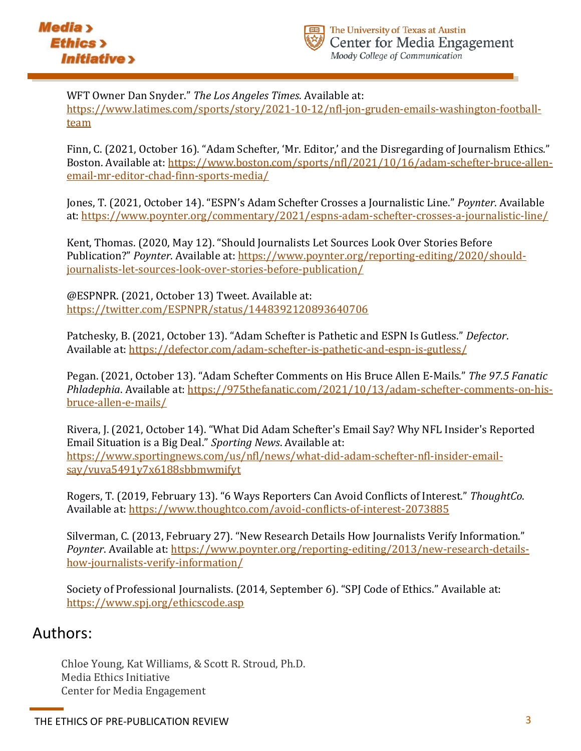WFT Owner Dan Snyder." *The Los Angeles Times*. Available at: https://www.latimes.com/sports/story/2021-10-12/nfl-jon-gruden-emails-washington-football-team

Finn, C. (2021, October 16). "Adam Schefter, 'Mr. Editor,' and the Disregarding of Journalism Ethics." Boston. Available at: https://www.boston.com/sports/nfl/2021/10/16/adam-schefter-bruce-allen-email-mr-editor-chad-finn-sports-media/

Jones, T. (2021, October 14). "ESPN's Adam Schefter Crosses a Journalistic Line." *Poynter*. Available at: https://www.poynter.org/commentary/2021/espns-adam-schefter-crosses-a-journalistic-line/

Kent, Thomas. (2020, May 12). "Should Journalists Let Sources Look Over Stories Before Publication?" *Poynter*. Available at: https://www.poynter.org/reporting-editing/2020/should-journalists-let-sources-look-over-stories-before-publication/

@ESPNPR. (2021, October 13) Tweet. Available at: https://twitter.com/ESPNPR/status/1448392120893640706

Patchesky, B. (2021, October 13). "Adam Schefter is Pathetic and ESPN Is Gutless." *Defector*. Available at: https://defector.com/adam-schefter-is-pathetic-and-espn-is-gutless/

Pegan. (2021, October 13). "Adam Schefter Comments on His Bruce Allen E-Mails." *The 97.5 Fanatic Phladephia*. Available at: https://975thefanatic.com/2021/10/13/adam-schefter-comments-on-his-bruce-allen-e-mails/

Rivera, J. (2021, October 14). "What Did Adam Schefter's Email Say? Why NFL Insider's Reported Email Situation is a Big Deal." *Sporting News*. Available at: https://www.sportingnews.com/us/nfl/news/what-did-adam-schefter-nfl-insider-email-say/vuva5491y7x6188sbbmwmifyt

Rogers, T. (2019, February 13). "6 Ways Reporters Can Avoid Conflicts of Interest." *ThoughtCo*. Available at: https://www.thoughtco.com/avoid-conflicts-of-interest-2073885

Silverman, C. (2013, February 27). "New Research Details How Journalists Verify Information." *Poynter*. Available at: https://www.poynter.org/reporting-editing/2013/new-research-details-how-journalists-verify-information/

Society of Professional Journalists. (2014, September 6). "SPJ Code of Ethics." Available at: https://www.spj.org/ethicscode.asp

## Authors:

Chloe Young, Kat Williams, & Scott R. Stroud, Ph.D.
Media Ethics Initiative
Center for Media Engagement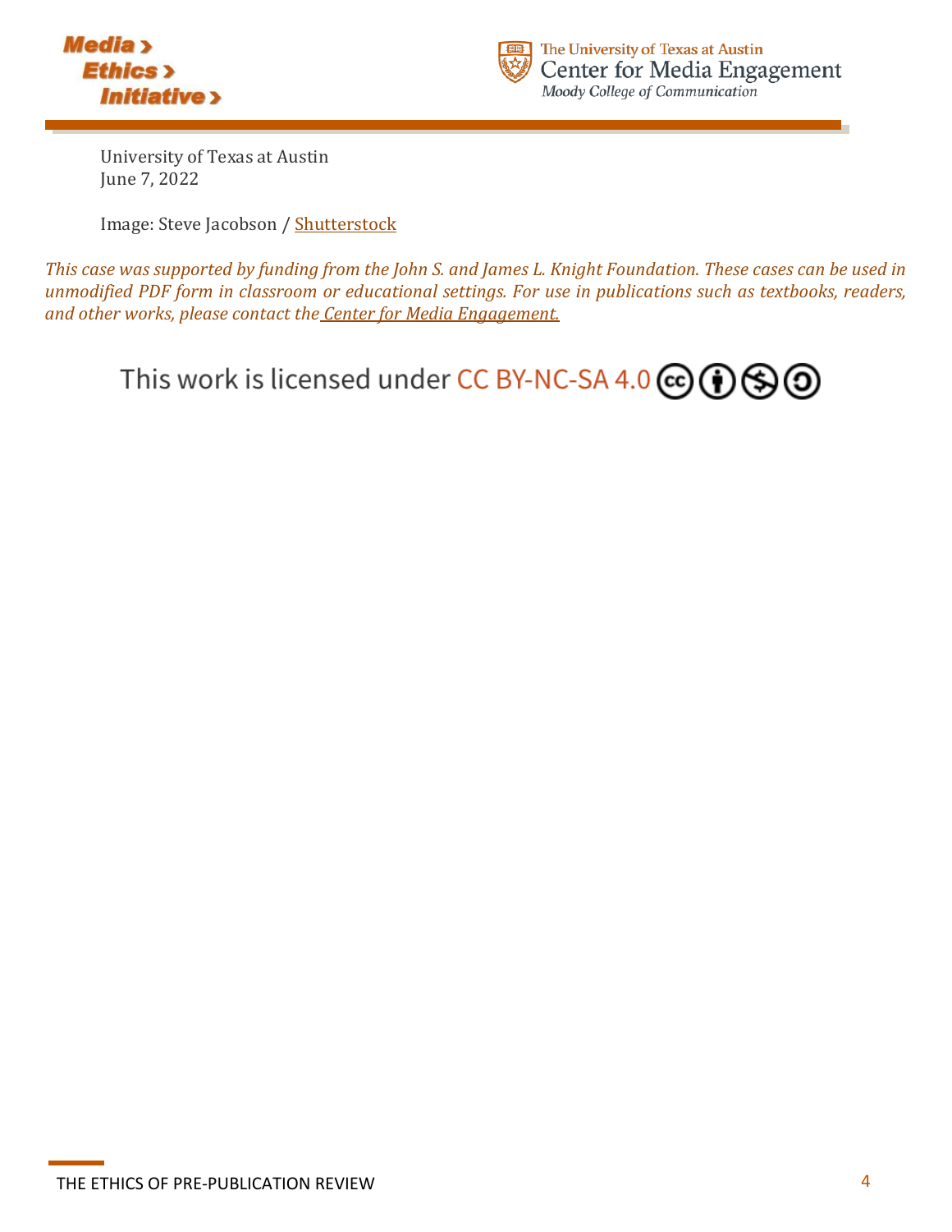University of Texas at Austin
June 7, 2022

Image: Steve Jacobson / Shutterstock

*This case was supported by funding from the John S. and James L. Knight Foundation. These cases can be used in unmodified PDF form in classroom or educational settings. For use in publications such as textbooks, readers, and other works, please contact the Center for Media Engagement.*

This work is licensed under CC BY-NC-SA 4.0